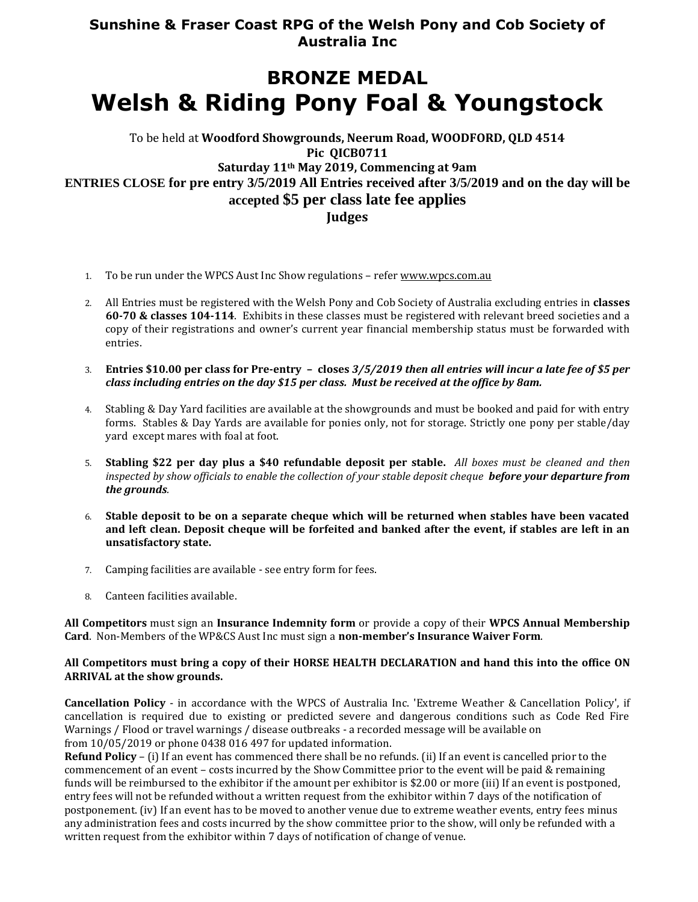**Sunshine & Fraser Coast RPG of the Welsh Pony and Cob Society of Australia Inc**

# BRONZE MEDAL

# Welsh & Riding Pony Foal & Youngstock

To be held at **Woodford Showgrounds, Neerum Road, WOODFORD, QLD 4514**

**Pic QICB0711**

**Saturday 11th May 2019, Commencing at 9am**

**ENTRIES CLOSE for pre entry 3/5/2019 All Entries received after 3/5/2019 and on the day will be accepted $5 per class late fee applies**

**Judges**

1. To be run under the WPCS Aust Inc Show regulations – refer www.wpcs.com.au
2. All Entries must be registered with the Welsh Pony and Cob Society of Australia excluding entries in **classes 60-70 & classes 104-114**. Exhibits in these classes must be registered with relevant breed societies and a copy of their registrations and owner's current year financial membership status must be forwarded with entries.
3. **Entries $10.00 per class for Pre-entry – closes *3/5/2019 then all entries will incur a late fee of $5 per class including entries on the day $15 per class. Must be received at the office by 8am.***
4. Stabling & Day Yard facilities are available at the showgrounds and must be booked and paid for with entry forms. Stables & Day Yards are available for ponies only, not for storage. Strictly one pony per stable/day yard except mares with foal at foot.
5. **Stabling $22 per day plus a $40 refundable deposit per stable.** *All boxes must be cleaned and then inspected by show officials to enable the collection of your stable deposit cheque* ***before your departure from the grounds.***
6. **Stable deposit to be on a separate cheque which will be returned when stables have been vacated and left clean. Deposit cheque will be forfeited and banked after the event, if stables are left in an unsatisfactory state.**
7. Camping facilities are available - see entry form for fees.
8. Canteen facilities available.

**All Competitors** must sign an **Insurance Indemnity form** or provide a copy of their **WPCS Annual Membership Card**. Non-Members of the WP&CS Aust Inc must sign a **non-member's Insurance Waiver Form**.

**All Competitors must bring a copy of their HORSE HEALTH DECLARATION and hand this into the office ON ARRIVAL at the show grounds.**

**Cancellation Policy** - in accordance with the WPCS of Australia Inc. 'Extreme Weather & Cancellation Policy', if cancellation is required due to existing or predicted severe and dangerous conditions such as Code Red Fire Warnings / Flood or travel warnings / disease outbreaks - a recorded message will be available on from 10/05/2019 or phone 0438 016 497 for updated information.

**Refund Policy** – (i) If an event has commenced there shall be no refunds. (ii) If an event is cancelled prior to the commencement of an event – costs incurred by the Show Committee prior to the event will be paid & remaining funds will be reimbursed to the exhibitor if the amount per exhibitor is $2.00 or more (iii) If an event is postponed, entry fees will not be refunded without a written request from the exhibitor within 7 days of the notification of postponement. (iv) If an event has to be moved to another venue due to extreme weather events, entry fees minus any administration fees and costs incurred by the show committee prior to the show, will only be refunded with a written request from the exhibitor within 7 days of notification of change of venue.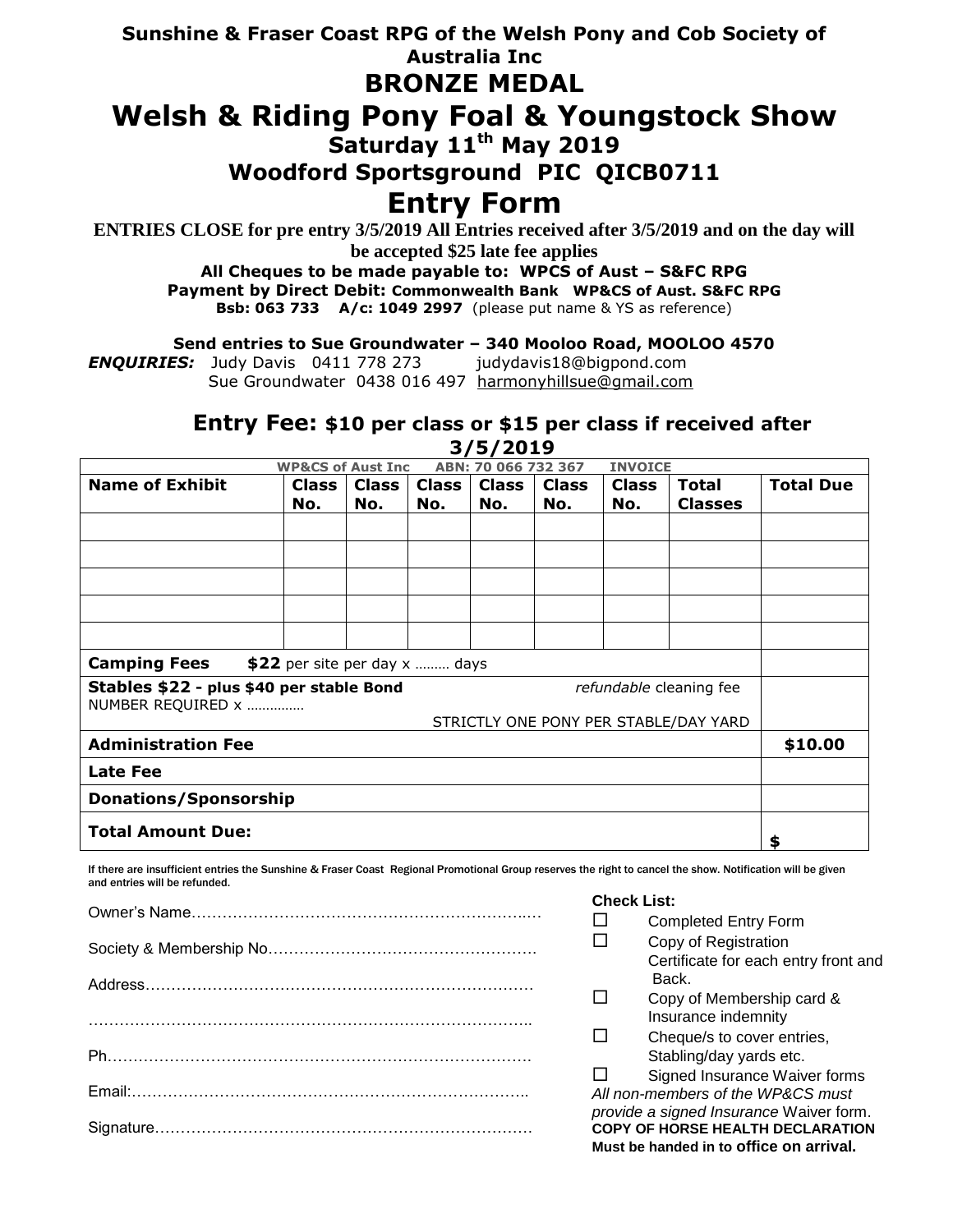**Sunshine & Fraser Coast RPG of the Welsh Pony and Cob Society of Australia Inc**

# BRONZE MEDAL

# Welsh & Riding Pony Foal & Youngstock Show

## Saturday 11th May 2019

## Woodford Sportsground PIC QICB0711

# Entry Form

**ENTRIES CLOSE for pre entry 3/5/2019 All Entries received after 3/5/2019 and on the day will be accepted $25 late fee applies**

**All Cheques to be made payable to: WPCS of Aust – S&FC RPG**

**Payment by Direct Debit: Commonwealth Bank WP&CS of Aust. S&FC RPG**

**Bsb: 063 733 A/c: 1049 2997** (please put name & YS as reference)

**Send entries to Sue Groundwater – 340 Mooloo Road, MOOLOO 4570**

***ENQUIRIES:*** Judy Davis 0411 778 273 judydavis18@bigpond.com
Sue Groundwater 0438 016 497 harmonyhillsue@gmail.com

### Entry Fee: $10 per class or $15 per class if received after 3/5/2019

WP&CS of Aust Inc ABN: 70 066 732 367 INVOICE

| Name of Exhibit | Class No. | Class No. | Class No. | Class No. | Class No. | Class No. | Total Classes | Total Due |
|---|---|---|---|---|---|---|---|---|
| | | | | | | | | |
| | | | | | | | | |
| | | | | | | | | |
| | | | | | | | | |
| | | | | | | | | |
| **Camping Fees** **$22** per site per day x ……… days | | | | | | | | |
| **Stables $22 - plus $40 per stable Bond** *refundable* cleaning fee NUMBER REQUIRED x ………….. STRICTLY ONE PONY PER STABLE/DAY YARD | | | | | | | | |
| **Administration Fee** | | | | | | | | **$10.00** |
| **Late Fee** | | | | | | | | |
| **Donations/Sponsorship** | | | | | | | | |
| **Total Amount Due:** | | | | | | | | **$** |

If there are insufficient entries the Sunshine & Fraser Coast Regional Promotional Group reserves the right to cancel the show. Notification will be given and entries will be refunded.

Owner's Name……………………………………………………………

Society & Membership No……………………………………………….

Address……………………………………………………………………

…………………………………………………………………………….

Ph…………………………………………………………………………

Email:……………………………………………………………………..

Signature…………………………………………………………………

**Check List:**

- ☐ Completed Entry Form
- ☐ Copy of Registration Certificate for each entry front and Back.
- ☐ Copy of Membership card & Insurance indemnity
- ☐ Cheque/s to cover entries, Stabling/day yards etc.
- ☐ Signed Insurance Waiver forms

*All non-members of the WP&CS must provide a signed Insurance* Waiver form.

**COPY OF HORSE HEALTH DECLARATION Must be handed in to office on arrival.**